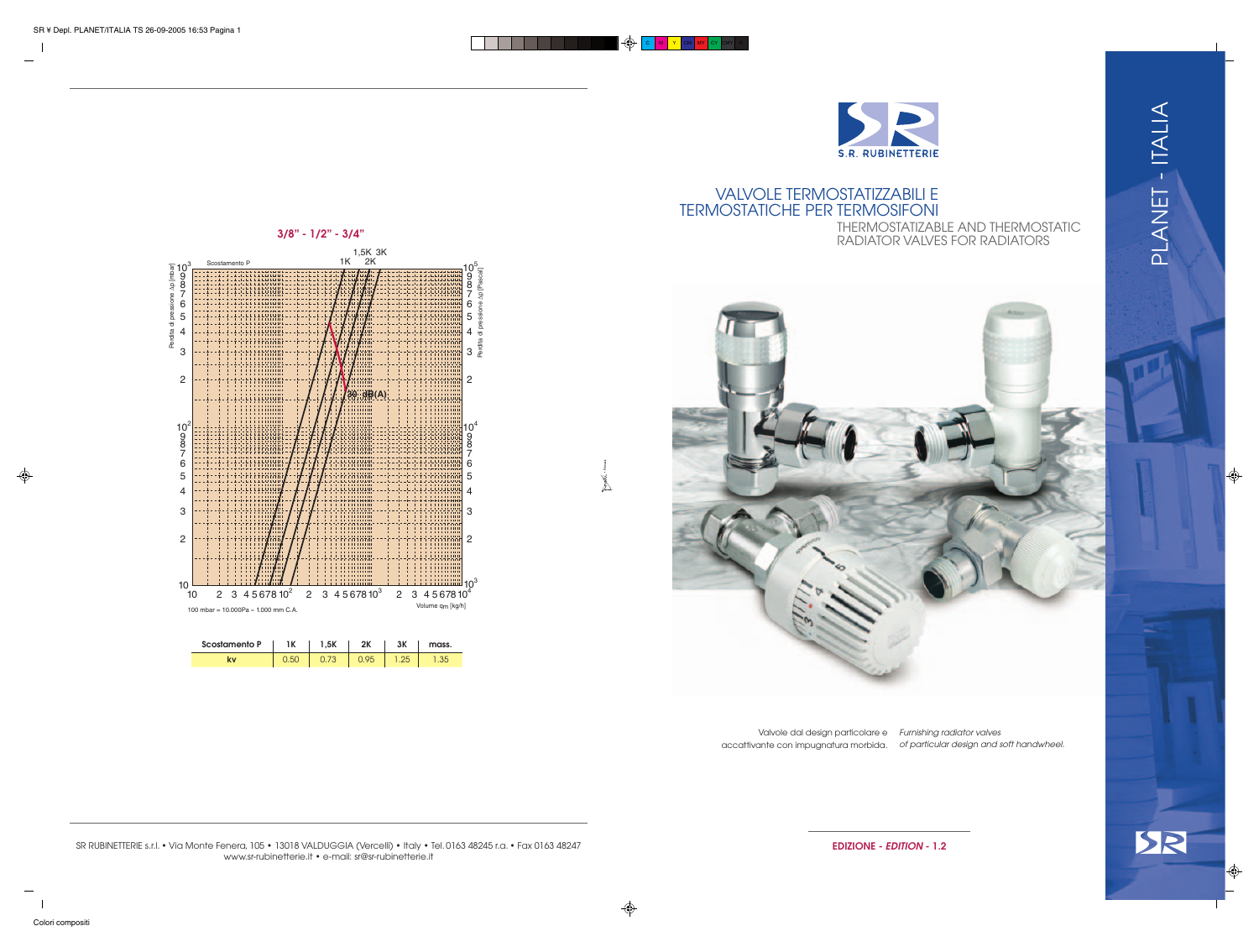### 3/8" - 1/2" - 3/4"

Scostamento P — 1K, 1,5K, 2K, 3K

Perdita di pressione Δp [mbar] — Perdita di pressione Δp [Pascal]

Volume $q_m$ [kg/h]

30 dB(A)

100 mbar = 10.000Pa = 1.000 mm C.A.

| Scostamento P | 1K | 1,5K | 2K | 3K | mass. |
|---|---|---|---|---|---|
| kv | 0.50 | 0.73 | 0.95 | 1.25 | 1.35 |

SR RUBINETTERIE s.r.l. • Via Monte Fenera, 105 • 13018 VALDUGGIA (Vercelli) • Italy • Tel. 0163 48245 r.a. • Fax 0163 48247
www.sr-rubinetterie.it • e-mail: sr@sr-rubinetterie.it

S.R. RUBINETTERIE

# VALVOLE TERMOSTATIZZABILI E TERMOSTATICHE PER TERMOSIFONI

## THERMOSTATIZABLE AND THERMOSTATIC RADIATOR VALVES FOR RADIATORS

Valvole dal design particolare e accattivante con impugnatura morbida.

*Furnishing radiator valves of particular design and soft handwheel.*

**EDIZIONE - *EDITION* - 1.2**

PLANET - ITALIA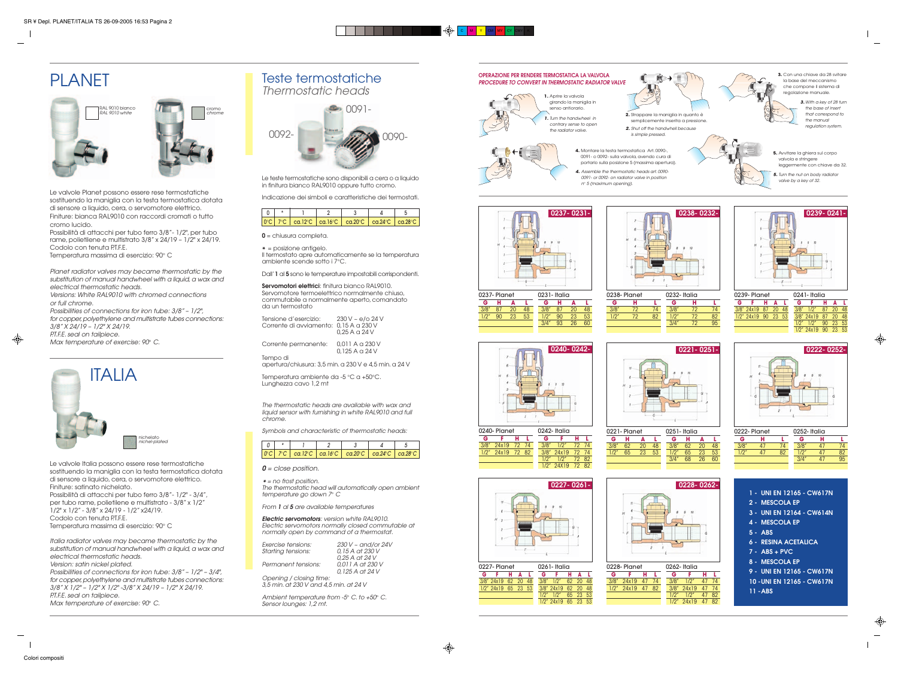# PLANET

RAL 9010 bianco
*RAL 9010 white*

cromo
*chrome*

Le valvole Planet possono essere rese termostatiche sostituendo la maniglia con la testa termostatica dotata di sensore a liquido, cera, o servomotore elettrico.
Finiture: bianca RAL9010 con raccordi cromati o tutto cromo lucido.
Possibilità di attacchi per tubo ferro 3/8" - 1/2", per tubo rame, polietilene e multistrato 3/8" x 24/19 – 1/2" x 24/19.
Codolo con tenuta P.T.F.E.
Temperatura massima di esercizio: 90° C

*Planet radiator valves may became thermostatic by the substitution of manual handwheel with a liquid, a wax and electrical thermostatic heads.*
*Versions: White RAL9010 with chromed connections or full chrome.*
*Possibilities of connections for iron tube: 3/8" – 1/2", for copper, polyethylene and multistrate tubes connections: 3/8" X 24/19 – 1/2" X 24/19.*
*P.T.F.E. seal on tailpiece.*
*Max temperature of exercise: 90° C.*

# ITALIA

nichelato
*nichel-plated*

Le valvole Italia possono essere rese termostatiche sostituendo la maniglia con la testa termostatica dotata di sensore a liquido, cera, o servomotore elettrico.
Finiture: satinato nichelato.
Possibilità di attacchi per tubo ferro 3/8" - 1/2" - 3/4", per tubo rame, polietilene e multistrato - 3/8" x 1/2" 1/2" x 1/2" - 3/8" x 24/19 - 1/2" x24/19.
Codolo con tenuta P.T.F.E.
Temperatura massima di esercizio: 90° C

*Italia radiator valves may became thermostatic by the substitution of manual handwheel with a liquid, a wax and electrical thermostatic heads.*
*Version: satin nickel plated.*
*Possibilities of connections for iron tube: 3/8" – 1/2" – 3/4", for copper, polyethylene and multistrate tubes connections: 3/8" X 1/2" – 1/2" X 1/2" -3/8" X 24/19 – 1/2" X 24/19.*
*P.T.F.E. seal on tailpiece.*
*Max temperature of exercise: 90° C.*

# Teste termostatiche
## *Thermostatic heads*

0091-
0092-
0090-

Le teste termostatiche sono disponibili a cera o a liquido in finitura bianco RAL9010 oppure tutto cromo.

Indicazione dei simboli e caratteristiche dei termostati.

| 0 | * | 1 | 2 | 3 | 4 | 5 |
|---|---|---|---|---|---|---|
| 0°C | 7°C | ca.12°C | ca.16°C | ca.20°C | ca.24°C | ca.28°C |

**0** = chiusura completa.

* = posizione antigelo.
Il termostato apre automaticamente se la temperatura ambiente scende sotto i 7°C.

Dall' **1** al **5** sono le temperature impostabili corrispondenti.

**Servomotori elettrici**: finitura bianco RAL9010.
Servomotore termoelettrico normalmente chiuso, commutabile a normalmente aperto, comandato da un termostato

Tensione d'esercizio: 230 V – e/o 24 V
Corrente di avviamento: 0,15 A a 230 V
0,25 A a 24 V

Corrente permanente: 0,011 A a 230 V
0,125 A a 24 V

Tempo di apertura/chiusura: 3,5 min. a 230 V e 4,5 min. a 24 V

Temperatura ambiente da -5 °C a +50°C.
Lunghezza cavo 1,2 mt

*The thermostatic heads are available with wax and liquid sensor with furnishing in white RAL9010 and full chrome.*

*Symbols and characteristic of thermostatic heads:*

| 0 | * | 1 | 2 | 3 | 4 | 5 |
|---|---|---|---|---|---|---|
| 0°C | 7°C | ca.12°C | ca.16°C | ca.20°C | ca.24°C | ca.28°C |

***0** = close position.*

** = no frost position.*
*The thermostatic head will automatically open ambient temperature go down 7° C*

*From **1** al **5** are available temperatures*

***Electric servomotors**: version white RAL9010.*
*Electric servomotors normally closed commutable at normally open by command of a thermostat.*

*Exercise tensions: 230 V – and/or 24V*
*Starting tensions: 0,15 A at 230 V*
*0,25 A at 24 V*
*Permanent tensions: 0,011 A at 230 V*
*0,125 A at 24 V*

*Opening / closing time: 3,5 min. at 230 V and 4,5 min. at 24 V*

*Ambient temperature from -5° C. to +50° C.*
*Sensor lounges: 1,2 mt.*

## OPERAZIONE PER RENDERE TERMOSTATICA LA VALVOLA
## *PROCEDURE TO CONVERT IN THERMOSTATIC RADIATOR VALVE*

**1.** Aprire la valvola girando la maniglia in senso antiorario.
***1.** Turn the handwheel in contrary sense to open the radiator valve.*

**2.** Strappare la maniglia in quanto è semplicemente inserita a pressione.
***2.** Shut off the handwheel because is simple pressed.*

**3.** Con una chiave da 28 svitare la base del meccanismo che compone il sistema di regolazione manuale.
***3.** With a key of 28 turn the base of insert that correspond to the manual regulation system.*

**4.** Montare la testa termostatica Art. 0090-, 0091- o 0092- sulla valvola, avendo cura di portarla sulla posizione 5 (massima apertura).
***4.** Assemble the thermostatic heads art. 0090- 0091- or 0092- on radiator valve in position n° 5 (maximum opening).*

**5.** Avvitare la ghiera sul corpo valvola e stringere leggermente con chiave da 32.
***5.** Turn the nut on body radiator valve by a key of 32.*

### 0237- 0231-

0237- Planet

| G | H | A | L |
|---|---|---|---|
| 3/8" | 87 | 20 | 48 |
| 1/2" | 90 | 23 | 53 |

0231- Italia

| G | H | A | L |
|---|---|---|---|
| 3/8" | 87 | 20 | 48 |
| 1/2" | 90 | 23 | 53 |
| 3/4" | 93 | 26 | 60 |

### 0238- 0232-

0238- Planet

| G | H | L |
|---|---|---|
| 3/8" | 72 | 74 |
| 1/2" | 72 | 82 |

0232- Italia

| G | H | L |
|---|---|---|
| 3/8" | 72 | 74 |
| 1/2" | 72 | 82 |
| 3/4" | 72 | 95 |

### 0239- 0241-

0239- Planet

| G | F | H | A | L |
|---|---|---|---|---|
| 3/8" | 24x19 | 87 | 20 | 48 |
| 1/2" | 24x19 | 90 | 23 | 53 |

0241- Italia

| G | F | H | A | L |
|---|---|---|---|---|
| 3/8" | 1/2" | 87 | 20 | 48 |
| 3/8" | 24x19 | 87 | 20 | 48 |
| 1/2" | 1/2" | 90 | 23 | 53 |
| 1/2" | 24x19 | 90 | 23 | 53 |

### 0240- 0242-

0240- Planet

| G | F | H | L |
|---|---|---|---|
| 3/8" | 24x19 | 72 | 74 |
| 1/2" | 24x19 | 72 | 82 |

0242- Italia

| G | F | H | L |
|---|---|---|---|
| 3/8" | 1/2" | 72 | 74 |
| 3/8" | 24x19 | 72 | 74 |
| 1/2" | 1/2" | 72 | 82 |
| 1/2" | 24x19 | 72 | 82 |

### 0221- 0251-

0221- Planet

| G | H | A | L |
|---|---|---|---|
| 3/8" | 62 | 20 | 48 |
| 1/2" | 65 | 23 | 53 |

0251- Italia

| G | H | A | L |
|---|---|---|---|
| 3/8" | 62 | 20 | 48 |
| 1/2" | 65 | 23 | 53 |
| 3/4" | 68 | 26 | 60 |

### 0222- 0252-

0222- Planet

| G | H | L |
|---|---|---|
| 3/8" | 47 | 74 |
| 1/2" | 47 | 82 |

0252- Italia

| G | H | L |
|---|---|---|
| 3/8" | 47 | 74 |
| 1/2" | 47 | 82 |
| 3/4" | 47 | 95 |

### 0227- 0261-

0227- Planet

| G | F | H | A | L |
|---|---|---|---|---|
| 3/8" | 24x19 | 62 | 20 | 48 |
| 1/2" | 24x19 | 65 | 23 | 53 |

0261- Italia

| G | F | H | A | L |
|---|---|---|---|---|
| 3/8" | 1/2" | 62 | 20 | 48 |
| 3/8" | 24x19 | 62 | 20 | 48 |
| 1/2" | 1/2" | 65 | 23 | 53 |
| 1/2" | 24x19 | 65 | 23 | 53 |

### 0228- 0262-

0228- Planet

| G | F | H | L |
|---|---|---|---|
| 3/8" | 24x19 | 47 | 74 |
| 1/2" | 24x19 | 47 | 82 |

0262- Italia

| G | F | H | L |
|---|---|---|---|
| 3/8" | 1/2" | 47 | 74 |
| 3/8" | 24x19 | 47 | 74 |
| 1/2" | 1/2" | 47 | 82 |
| 1/2" | 24x19 | 47 | 82 |

**1 - UNI EN 12165 - CW617N**
**2 - MESCOLA EP**
**3 - UNI EN 12164 - CW614N**
**4 - MESCOLA EP**
**5 - ABS**
**6 - RESINA ACETALICA**
**7 - ABS + PVC**
**8 - MESCOLA EP**
**9 - UNI EN 12165 - CW617N**
**10 - UNI EN 12165 - CW617N**
**11 - ABS**